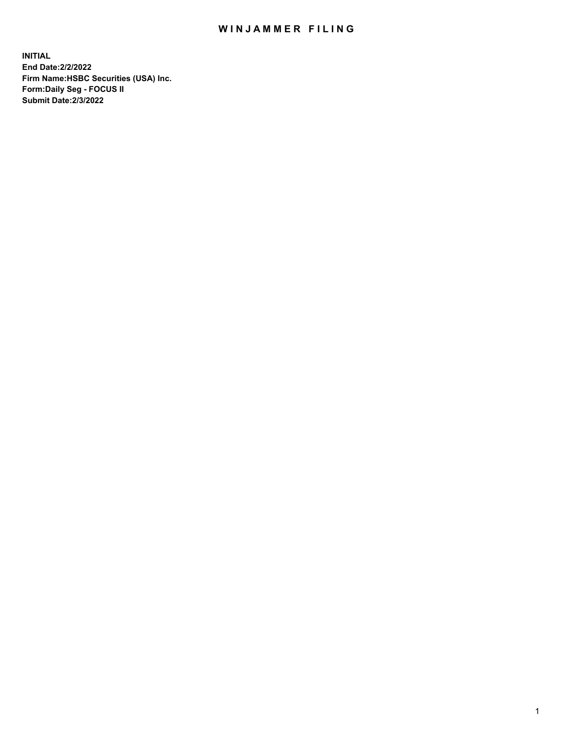# WINJAMMER FILING

**INITIAL**
**End Date:2/2/2022**
**Firm Name:HSBC Securities (USA) Inc.**
**Form:Daily Seg - FOCUS II**
**Submit Date:2/3/2022**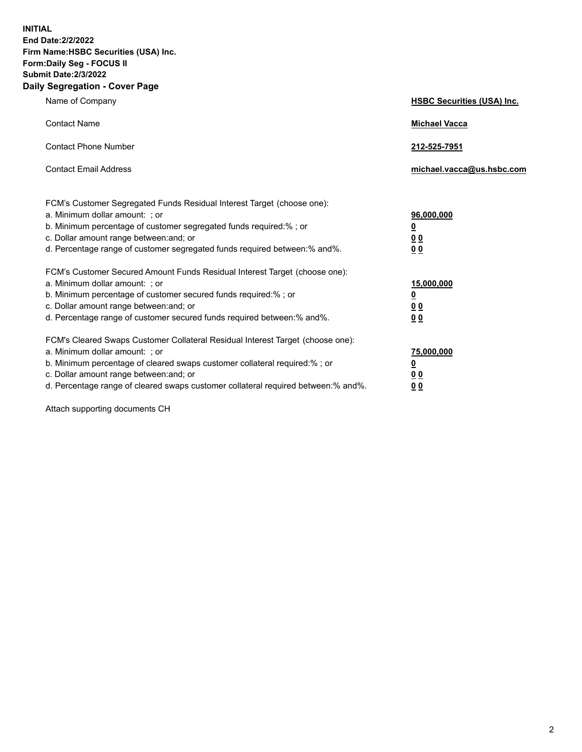**INITIAL**
**End Date:2/2/2022**
**Firm Name:HSBC Securities (USA) Inc.**
**Form:Daily Seg - FOCUS II**
**Submit Date:2/3/2022**

## Daily Segregation - Cover Page

| | |
|---|---|
| Name of Company | **HSBC Securities (USA) Inc.** |
| Contact Name | **Michael Vacca** |
| Contact Phone Number | **212-525-7951** |
| Contact Email Address | **michael.vacca@us.hsbc.com** |

| | |
|---|---|
| FCM's Customer Segregated Funds Residual Interest Target (choose one): | |
| a. Minimum dollar amount: ; or | **96,000,000** |
| b. Minimum percentage of customer segregated funds required:% ; or | **0** |
| c. Dollar amount range between:and; or | **0 0** |
| d. Percentage range of customer segregated funds required between:% and%. | **0 0** |
| FCM's Customer Secured Amount Funds Residual Interest Target (choose one): | |
| a. Minimum dollar amount: ; or | **15,000,000** |
| b. Minimum percentage of customer secured funds required:% ; or | **0** |
| c. Dollar amount range between:and; or | **0 0** |
| d. Percentage range of customer secured funds required between:% and%. | **0 0** |
| FCM's Cleared Swaps Customer Collateral Residual Interest Target (choose one): | |
| a. Minimum dollar amount: ; or | **75,000,000** |
| b. Minimum percentage of cleared swaps customer collateral required:% ; or | **0** |
| c. Dollar amount range between:and; or | **0 0** |
| d. Percentage range of cleared swaps customer collateral required between:% and%. | **0 0** |

Attach supporting documents CH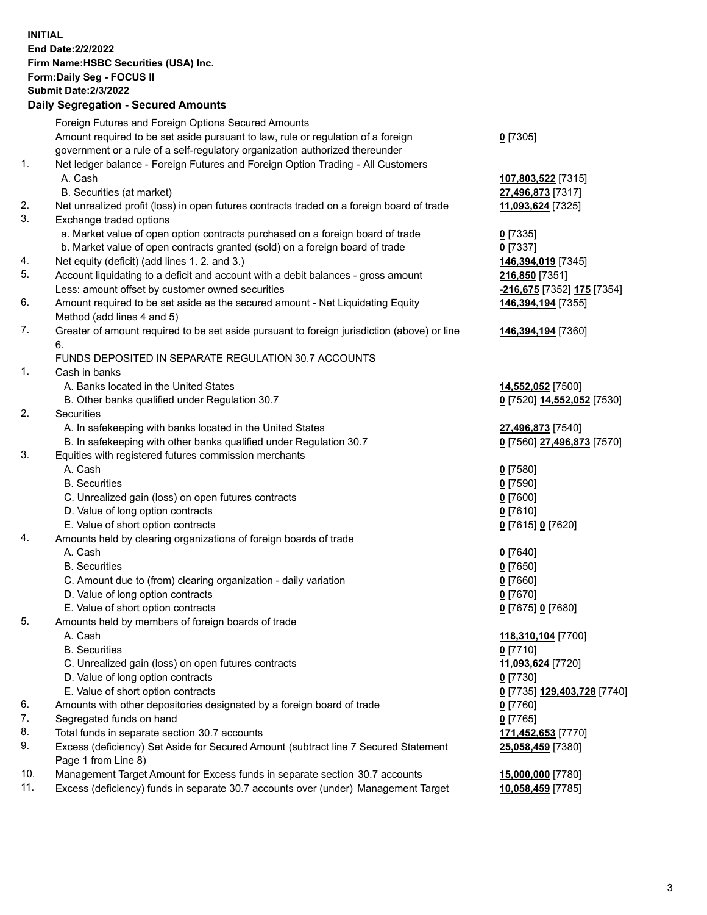**INITIAL**
**End Date:2/2/2022**
**Firm Name:HSBC Securities (USA) Inc.**
**Form:Daily Seg - FOCUS II**
**Submit Date:2/3/2022**

## Daily Segregation - Secured Amounts

| | | |
|---|---|---|
| | Foreign Futures and Foreign Options Secured Amounts | |
| | Amount required to be set aside pursuant to law, rule or regulation of a foreign government or a rule of a self-regulatory organization authorized thereunder | **0** [7305] |
| 1. | Net ledger balance - Foreign Futures and Foreign Option Trading - All Customers | |
| | A. Cash | **107,803,522** [7315] |
| | B. Securities (at market) | **27,496,873** [7317] |
| 2. | Net unrealized profit (loss) in open futures contracts traded on a foreign board of trade | **11,093,624** [7325] |
| 3. | Exchange traded options | |
| | a. Market value of open option contracts purchased on a foreign board of trade | **0** [7335] |
| | b. Market value of open contracts granted (sold) on a foreign board of trade | **0** [7337] |
| 4. | Net equity (deficit) (add lines 1. 2. and 3.) | **146,394,019** [7345] |
| 5. | Account liquidating to a deficit and account with a debit balances - gross amount | **216,850** [7351] |
| | Less: amount offset by customer owned securities | **-216,675** [7352] **175** [7354] |
| 6. | Amount required to be set aside as the secured amount - Net Liquidating Equity Method (add lines 4 and 5) | **146,394,194** [7355] |
| 7. | Greater of amount required to be set aside pursuant to foreign jurisdiction (above) or line 6. | **146,394,194** [7360] |
| | FUNDS DEPOSITED IN SEPARATE REGULATION 30.7 ACCOUNTS | |
| 1. | Cash in banks | |
| | A. Banks located in the United States | **14,552,052** [7500] |
| | B. Other banks qualified under Regulation 30.7 | **0** [7520] **14,552,052** [7530] |
| 2. | Securities | |
| | A. In safekeeping with banks located in the United States | **27,496,873** [7540] |
| | B. In safekeeping with other banks qualified under Regulation 30.7 | **0** [7560] **27,496,873** [7570] |
| 3. | Equities with registered futures commission merchants | |
| | A. Cash | **0** [7580] |
| | B. Securities | **0** [7590] |
| | C. Unrealized gain (loss) on open futures contracts | **0** [7600] |
| | D. Value of long option contracts | **0** [7610] |
| | E. Value of short option contracts | **0** [7615] **0** [7620] |
| 4. | Amounts held by clearing organizations of foreign boards of trade | |
| | A. Cash | **0** [7640] |
| | B. Securities | **0** [7650] |
| | C. Amount due to (from) clearing organization - daily variation | **0** [7660] |
| | D. Value of long option contracts | **0** [7670] |
| | E. Value of short option contracts | **0** [7675] **0** [7680] |
| 5. | Amounts held by members of foreign boards of trade | |
| | A. Cash | **118,310,104** [7700] |
| | B. Securities | **0** [7710] |
| | C. Unrealized gain (loss) on open futures contracts | **11,093,624** [7720] |
| | D. Value of long option contracts | **0** [7730] |
| | E. Value of short option contracts | **0** [7735] **129,403,728** [7740] |
| 6. | Amounts with other depositories designated by a foreign board of trade | **0** [7760] |
| 7. | Segregated funds on hand | **0** [7765] |
| 8. | Total funds in separate section 30.7 accounts | **171,452,653** [7770] |
| 9. | Excess (deficiency) Set Aside for Secured Amount (subtract line 7 Secured Statement Page 1 from Line 8) | **25,058,459** [7380] |
| 10. | Management Target Amount for Excess funds in separate section 30.7 accounts | **15,000,000** [7780] |
| 11. | Excess (deficiency) funds in separate 30.7 accounts over (under) Management Target | **10,058,459** [7785] |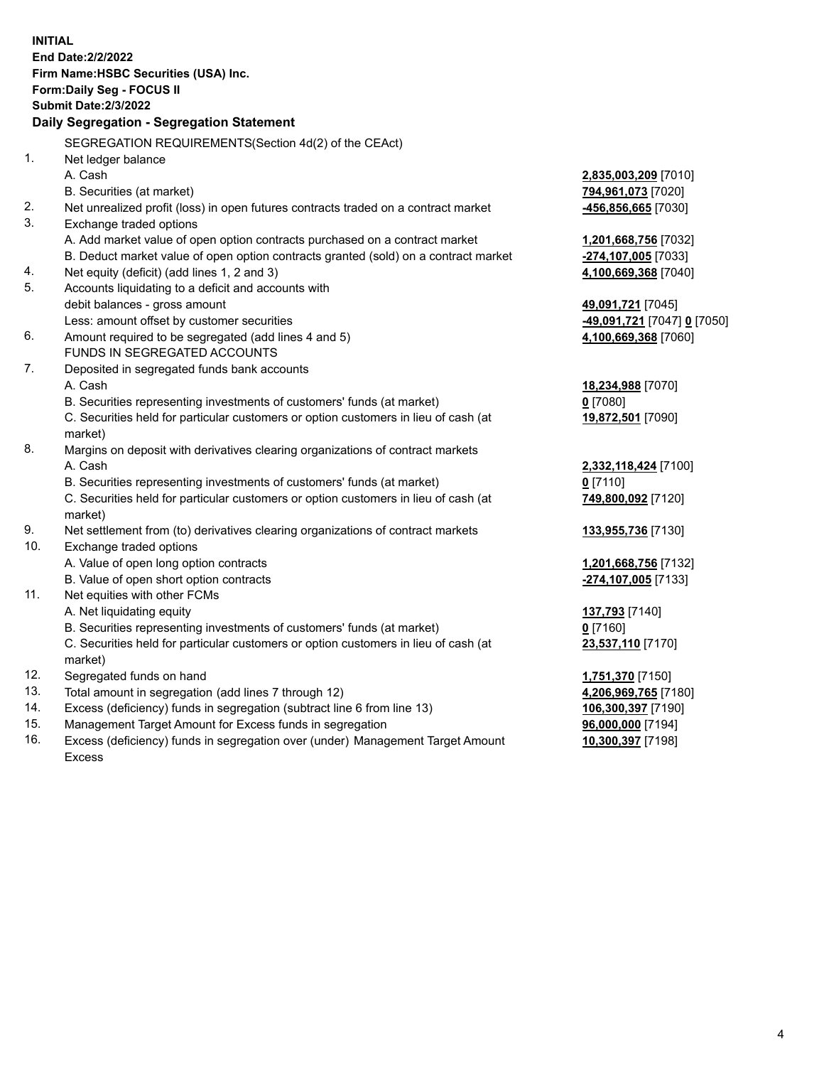**INITIAL**
**End Date:2/2/2022**
**Firm Name:HSBC Securities (USA) Inc.**
**Form:Daily Seg - FOCUS II**
**Submit Date:2/3/2022**

## Daily Segregation - Segregation Statement

| | | |
|---|---|---|
| | SEGREGATION REQUIREMENTS(Section 4d(2) of the CEAct) | |
| 1. | Net ledger balance | |
| | A. Cash | **2,835,003,209** [7010] |
| | B. Securities (at market) | **794,961,073** [7020] |
| 2. | Net unrealized profit (loss) in open futures contracts traded on a contract market | **-456,856,665** [7030] |
| 3. | Exchange traded options | |
| | A. Add market value of open option contracts purchased on a contract market | **1,201,668,756** [7032] |
| | B. Deduct market value of open option contracts granted (sold) on a contract market | **-274,107,005** [7033] |
| 4. | Net equity (deficit) (add lines 1, 2 and 3) | **4,100,669,368** [7040] |
| 5. | Accounts liquidating to a deficit and accounts with | |
| | debit balances - gross amount | **49,091,721** [7045] |
| | Less: amount offset by customer securities | **-49,091,721** [7047] **0** [7050] |
| 6. | Amount required to be segregated (add lines 4 and 5) | **4,100,669,368** [7060] |
| | FUNDS IN SEGREGATED ACCOUNTS | |
| 7. | Deposited in segregated funds bank accounts | |
| | A. Cash | **18,234,988** [7070] |
| | B. Securities representing investments of customers' funds (at market) | **0** [7080] |
| | C. Securities held for particular customers or option customers in lieu of cash (at market) | **19,872,501** [7090] |
| 8. | Margins on deposit with derivatives clearing organizations of contract markets | |
| | A. Cash | **2,332,118,424** [7100] |
| | B. Securities representing investments of customers' funds (at market) | **0** [7110] |
| | C. Securities held for particular customers or option customers in lieu of cash (at market) | **749,800,092** [7120] |
| 9. | Net settlement from (to) derivatives clearing organizations of contract markets | **133,955,736** [7130] |
| 10. | Exchange traded options | |
| | A. Value of open long option contracts | **1,201,668,756** [7132] |
| | B. Value of open short option contracts | **-274,107,005** [7133] |
| 11. | Net equities with other FCMs | |
| | A. Net liquidating equity | **137,793** [7140] |
| | B. Securities representing investments of customers' funds (at market) | **0** [7160] |
| | C. Securities held for particular customers or option customers in lieu of cash (at market) | **23,537,110** [7170] |
| 12. | Segregated funds on hand | **1,751,370** [7150] |
| 13. | Total amount in segregation (add lines 7 through 12) | **4,206,969,765** [7180] |
| 14. | Excess (deficiency) funds in segregation (subtract line 6 from line 13) | **106,300,397** [7190] |
| 15. | Management Target Amount for Excess funds in segregation | **96,000,000** [7194] |
| 16. | Excess (deficiency) funds in segregation over (under) Management Target Amount Excess | **10,300,397** [7198] |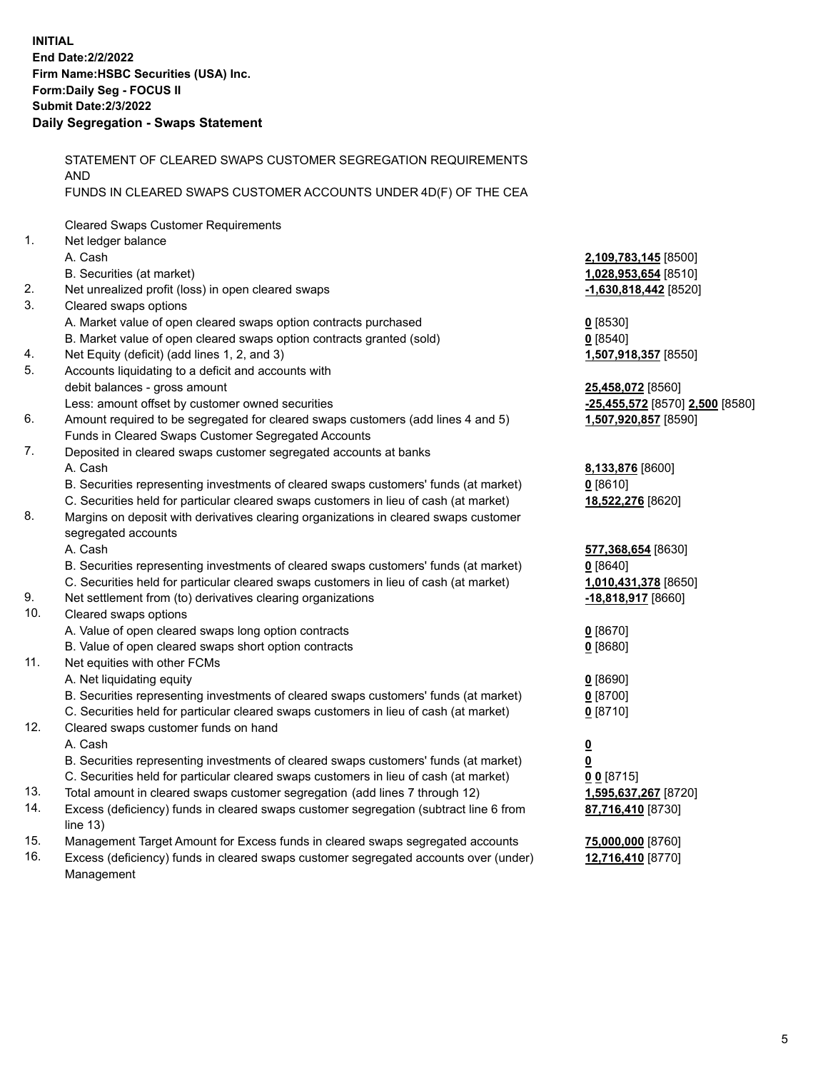**INITIAL**
**End Date:2/2/2022**
**Firm Name:HSBC Securities (USA) Inc.**
**Form:Daily Seg - FOCUS II**
**Submit Date:2/3/2022**
**Daily Segregation - Swaps Statement**

STATEMENT OF CLEARED SWAPS CUSTOMER SEGREGATION REQUIREMENTS AND FUNDS IN CLEARED SWAPS CUSTOMER ACCOUNTS UNDER 4D(F) OF THE CEA

| | | |
|---|---|---|
| | Cleared Swaps Customer Requirements | |
| 1. | Net ledger balance | |
| | A. Cash | **2,109,783,145** [8500] |
| | B. Securities (at market) | **1,028,953,654** [8510] |
| 2. | Net unrealized profit (loss) in open cleared swaps | **-1,630,818,442** [8520] |
| 3. | Cleared swaps options | |
| | A. Market value of open cleared swaps option contracts purchased | **0** [8530] |
| | B. Market value of open cleared swaps option contracts granted (sold) | **0** [8540] |
| 4. | Net Equity (deficit) (add lines 1, 2, and 3) | **1,507,918,357** [8550] |
| 5. | Accounts liquidating to a deficit and accounts with debit balances - gross amount | **25,458,072** [8560] |
| | Less: amount offset by customer owned securities | **-25,455,572** [8570] **2,500** [8580] |
| 6. | Amount required to be segregated for cleared swaps customers (add lines 4 and 5) | **1,507,920,857** [8590] |
| | Funds in Cleared Swaps Customer Segregated Accounts | |
| 7. | Deposited in cleared swaps customer segregated accounts at banks | |
| | A. Cash | **8,133,876** [8600] |
| | B. Securities representing investments of cleared swaps customers' funds (at market) | **0** [8610] |
| | C. Securities held for particular cleared swaps customers in lieu of cash (at market) | **18,522,276** [8620] |
| 8. | Margins on deposit with derivatives clearing organizations in cleared swaps customer segregated accounts | |
| | A. Cash | **577,368,654** [8630] |
| | B. Securities representing investments of cleared swaps customers' funds (at market) | **0** [8640] |
| | C. Securities held for particular cleared swaps customers in lieu of cash (at market) | **1,010,431,378** [8650] |
| 9. | Net settlement from (to) derivatives clearing organizations | **-18,818,917** [8660] |
| 10. | Cleared swaps options | |
| | A. Value of open cleared swaps long option contracts | **0** [8670] |
| | B. Value of open cleared swaps short option contracts | **0** [8680] |
| 11. | Net equities with other FCMs | |
| | A. Net liquidating equity | **0** [8690] |
| | B. Securities representing investments of cleared swaps customers' funds (at market) | **0** [8700] |
| | C. Securities held for particular cleared swaps customers in lieu of cash (at market) | **0** [8710] |
| 12. | Cleared swaps customer funds on hand | |
| | A. Cash | **0** |
| | B. Securities representing investments of cleared swaps customers' funds (at market) | **0** |
| | C. Securities held for particular cleared swaps customers in lieu of cash (at market) | **0** **0** [8715] |
| 13. | Total amount in cleared swaps customer segregation (add lines 7 through 12) | **1,595,637,267** [8720] |
| 14. | Excess (deficiency) funds in cleared swaps customer segregation (subtract line 6 from line 13) | **87,716,410** [8730] |
| 15. | Management Target Amount for Excess funds in cleared swaps segregated accounts | **75,000,000** [8760] |
| 16. | Excess (deficiency) funds in cleared swaps customer segregated accounts over (under) Management | **12,716,410** [8770] |